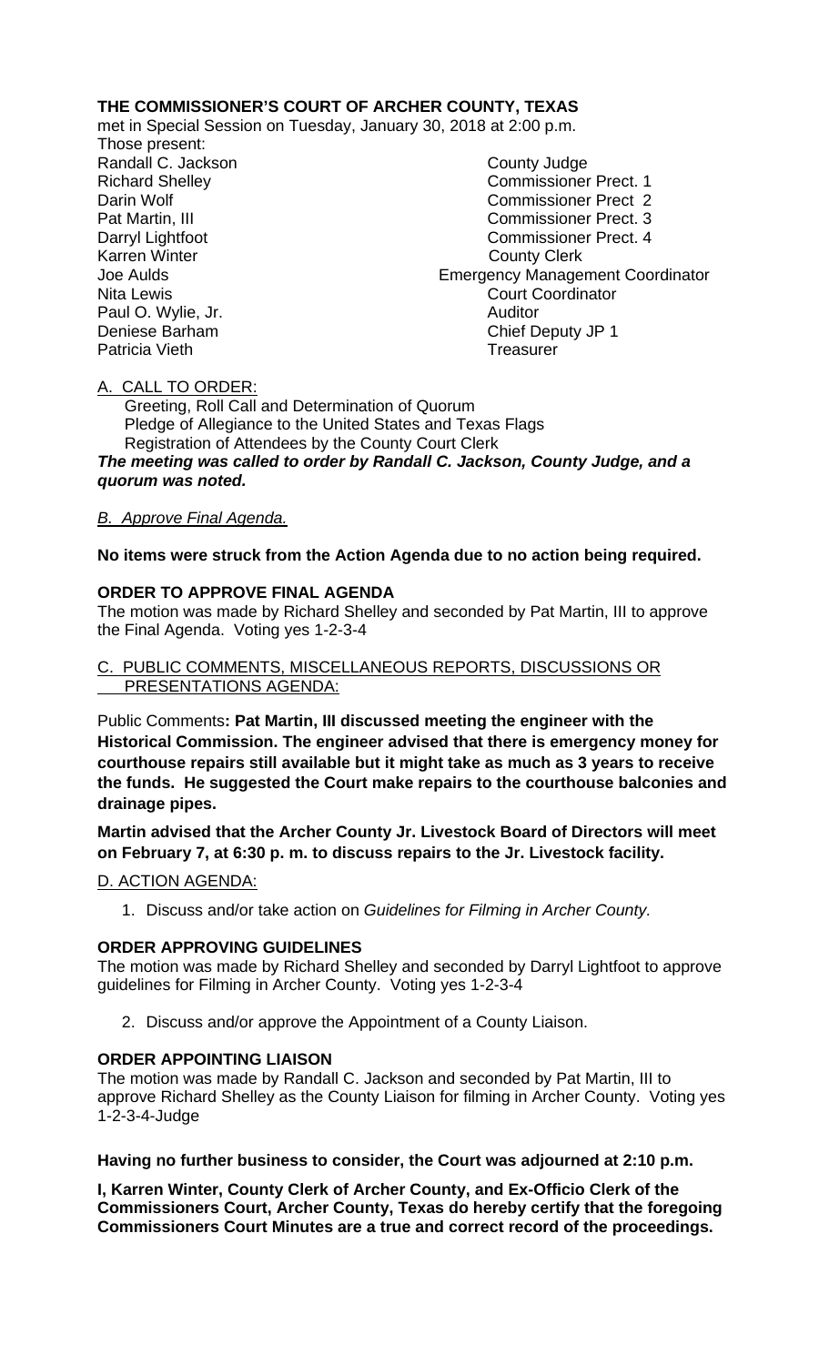**THE COMMISSIONER'S COURT OF ARCHER COUNTY, TEXAS**

met in Special Session on Tuesday, January 30, 2018 at 2:00 p.m.

Those present:

| | |
|---|---|
| Randall C. Jackson | County Judge |
| Richard Shelley | Commissioner Prect. 1 |
| Darin Wolf | Commissioner Prect 2 |
| Pat Martin, III | Commissioner Prect. 3 |
| Darryl Lightfoot | Commissioner Prect. 4 |
| Karren Winter | County Clerk |
| Joe Aulds | Emergency Management Coordinator |
| Nita Lewis | Court Coordinator |
| Paul O. Wylie, Jr. | Auditor |
| Deniese Barham | Chief Deputy JP 1 |
| Patricia Vieth | Treasurer |

A. CALL TO ORDER:

Greeting, Roll Call and Determination of Quorum
Pledge of Allegiance to the United States and Texas Flags
Registration of Attendees by the County Court Clerk

***The meeting was called to order by Randall C. Jackson, County Judge, and a quorum was noted.***

*B. Approve Final Agenda.*

**No items were struck from the Action Agenda due to no action being required.**

**ORDER TO APPROVE FINAL AGENDA**

The motion was made by Richard Shelley and seconded by Pat Martin, III to approve the Final Agenda. Voting yes 1-2-3-4

C. PUBLIC COMMENTS, MISCELLANEOUS REPORTS, DISCUSSIONS OR PRESENTATIONS AGENDA:

Public Comments**: Pat Martin, III discussed meeting the engineer with the Historical Commission. The engineer advised that there is emergency money for courthouse repairs still available but it might take as much as 3 years to receive the funds. He suggested the Court make repairs to the courthouse balconies and drainage pipes.**

**Martin advised that the Archer County Jr. Livestock Board of Directors will meet on February 7, at 6:30 p. m. to discuss repairs to the Jr. Livestock facility.**

D. ACTION AGENDA:

1. Discuss and/or take action on *Guidelines for Filming in Archer County.*

**ORDER APPROVING GUIDELINES**

The motion was made by Richard Shelley and seconded by Darryl Lightfoot to approve guidelines for Filming in Archer County. Voting yes 1-2-3-4

2. Discuss and/or approve the Appointment of a County Liaison.

**ORDER APPOINTING LIAISON**

The motion was made by Randall C. Jackson and seconded by Pat Martin, III to approve Richard Shelley as the County Liaison for filming in Archer County. Voting yes 1-2-3-4-Judge

**Having no further business to consider, the Court was adjourned at 2:10 p.m.**

**I, Karren Winter, County Clerk of Archer County, and Ex-Officio Clerk of the Commissioners Court, Archer County, Texas do hereby certify that the foregoing Commissioners Court Minutes are a true and correct record of the proceedings.**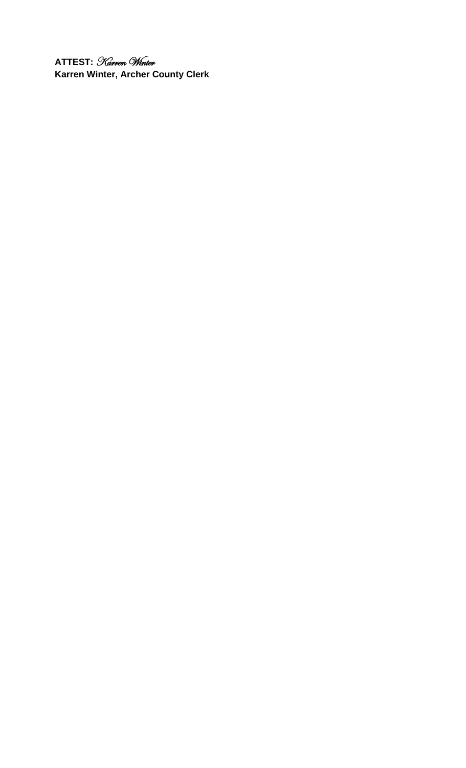**ATTEST:** *Karren Winter*
**Karren Winter, Archer County Clerk**